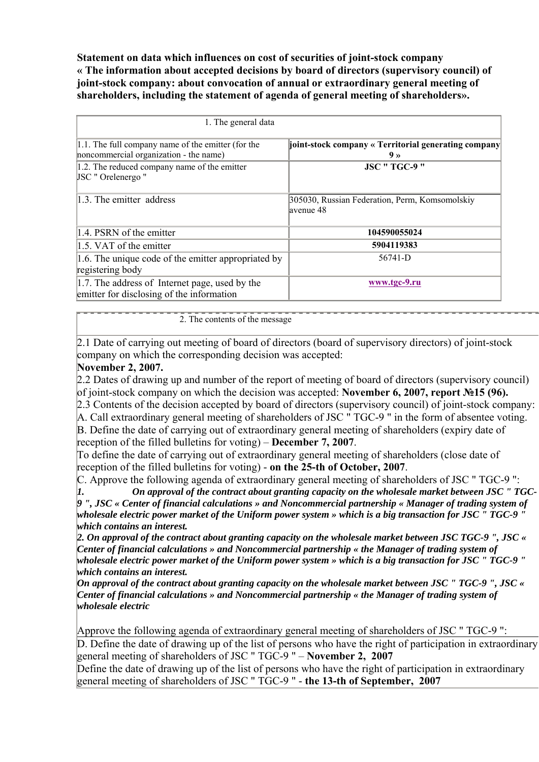**Statement on data which influences on cost of securities of joint-stock company « The information about accepted decisions by board of directors (supervisory council) of joint-stock company: about convocation of annual or extraordinary general meeting of shareholders, including the statement of agenda of general meeting of shareholders».**

| 1. The general data | |
|---|---|
| 1.1. The full company name of the emitter (for the noncommercial organization - the name) | **joint-stock company « Territorial generating company 9 »** |
| 1.2. The reduced company name of the emitter JSC " Orelenergo " | **JSC " TGC-9 "** |
| 1.3. The emitter address | 305030, Russian Federation, Perm, Komsomolskiy avenue 48 |
| 1.4. PSRN of the emitter | **104590055024** |
| 1.5. VAT of the emitter | **5904119383** |
| 1.6. The unique code of the emitter appropriated by registering body | 56741-D |
| 1.7. The address of Internet page, used by the emitter for disclosing of the information | **www.tgc-9.ru** |

2. The contents of the message

2.1 Date of carrying out meeting of board of directors (board of supervisory directors) of joint-stock company on which the corresponding decision was accepted:
**November 2, 2007.**

2.2 Dates of drawing up and number of the report of meeting of board of directors (supervisory council) of joint-stock company on which the decision was accepted: **November 6, 2007, report №15 (96).**

2.3 Contents of the decision accepted by board of directors (supervisory council) of joint-stock company:

A. Call extraordinary general meeting of shareholders of JSC " TGC-9 " in the form of absentee voting.

B. Define the date of carrying out of extraordinary general meeting of shareholders (expiry date of reception of the filled bulletins for voting) – **December 7, 2007**.

To define the date of carrying out of extraordinary general meeting of shareholders (close date of reception of the filled bulletins for voting) - **on the 25-th of October, 2007**.

C. Approve the following agenda of extraordinary general meeting of shareholders of JSC " TGC-9 ":

***1. On approval of the contract about granting capacity on the wholesale market between JSC " TGC-9 ", JSC « Center of financial calculations » and Noncommercial partnership « Manager of trading system of wholesale electric power market of the Uniform power system » which is a big transaction for JSC " TGC-9 " which contains an interest.***

***2. On approval of the contract about granting capacity on the wholesale market between JSC TGC-9 ", JSC « Center of financial calculations » and Noncommercial partnership « the Manager of trading system of wholesale electric power market of the Uniform power system » which is a big transaction for JSC " TGC-9 " which contains an interest.***

***On approval of the contract about granting capacity on the wholesale market between JSC " TGC-9 ", JSC « Center of financial calculations » and Noncommercial partnership « the Manager of trading system of wholesale electric***

Approve the following agenda of extraordinary general meeting of shareholders of JSC " TGC-9 ":

D. Define the date of drawing up of the list of persons who have the right of participation in extraordinary general meeting of shareholders of JSC " TGC-9 " – **November 2, 2007**

Define the date of drawing up of the list of persons who have the right of participation in extraordinary general meeting of shareholders of JSC " TGC-9 " - **the 13-th of September, 2007**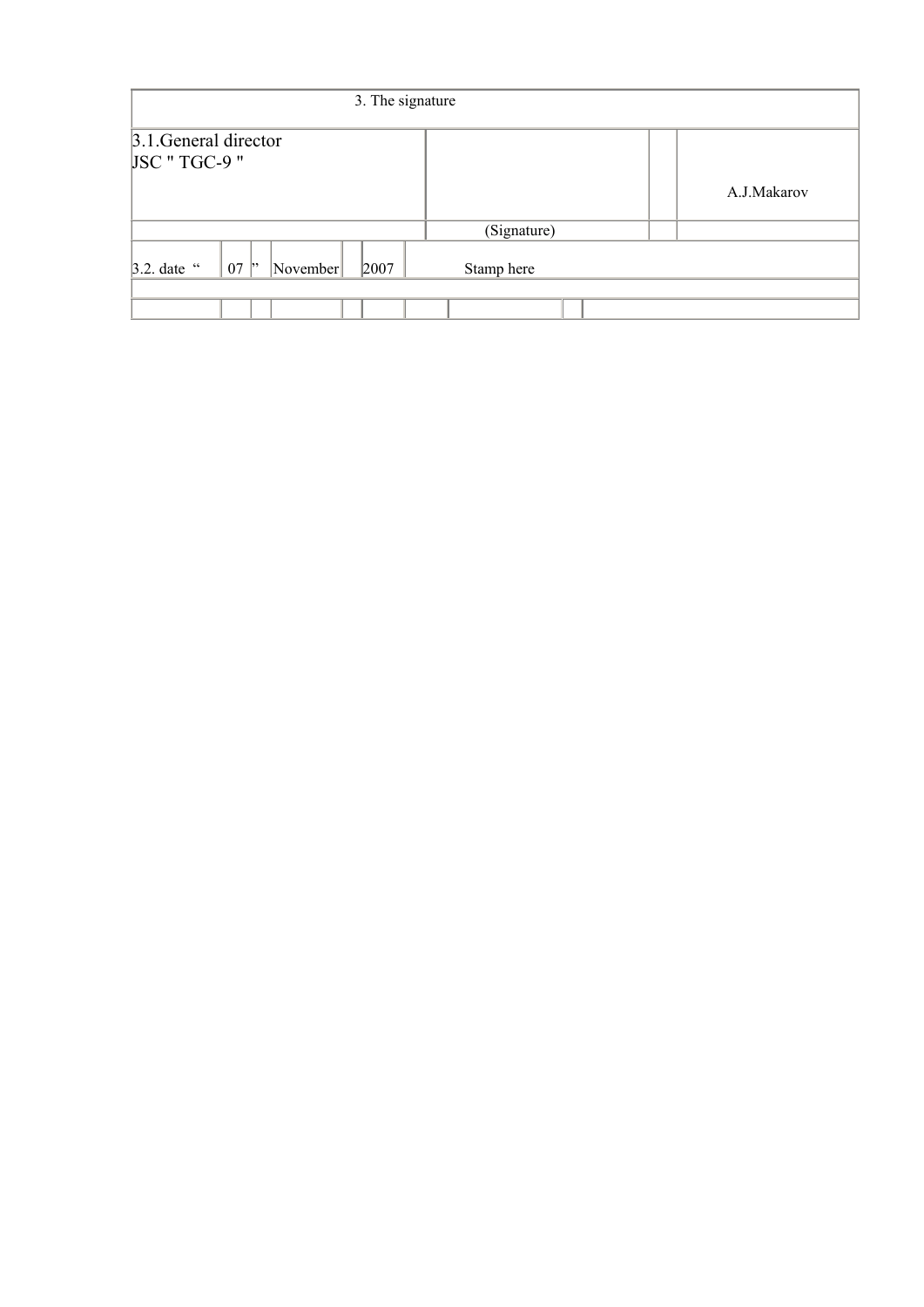| 3. The signature | | | |
|---|---|---|---|
| 3.1.General director<br>JSC " TGC-9 " | | | A.J.Makarov |
| | (Signature) | | |

| | | | | | | | |
|---|---|---|---|---|---|---|---|
| 3.2. date " | 07 | " | November | | 2007 | | Stamp here |